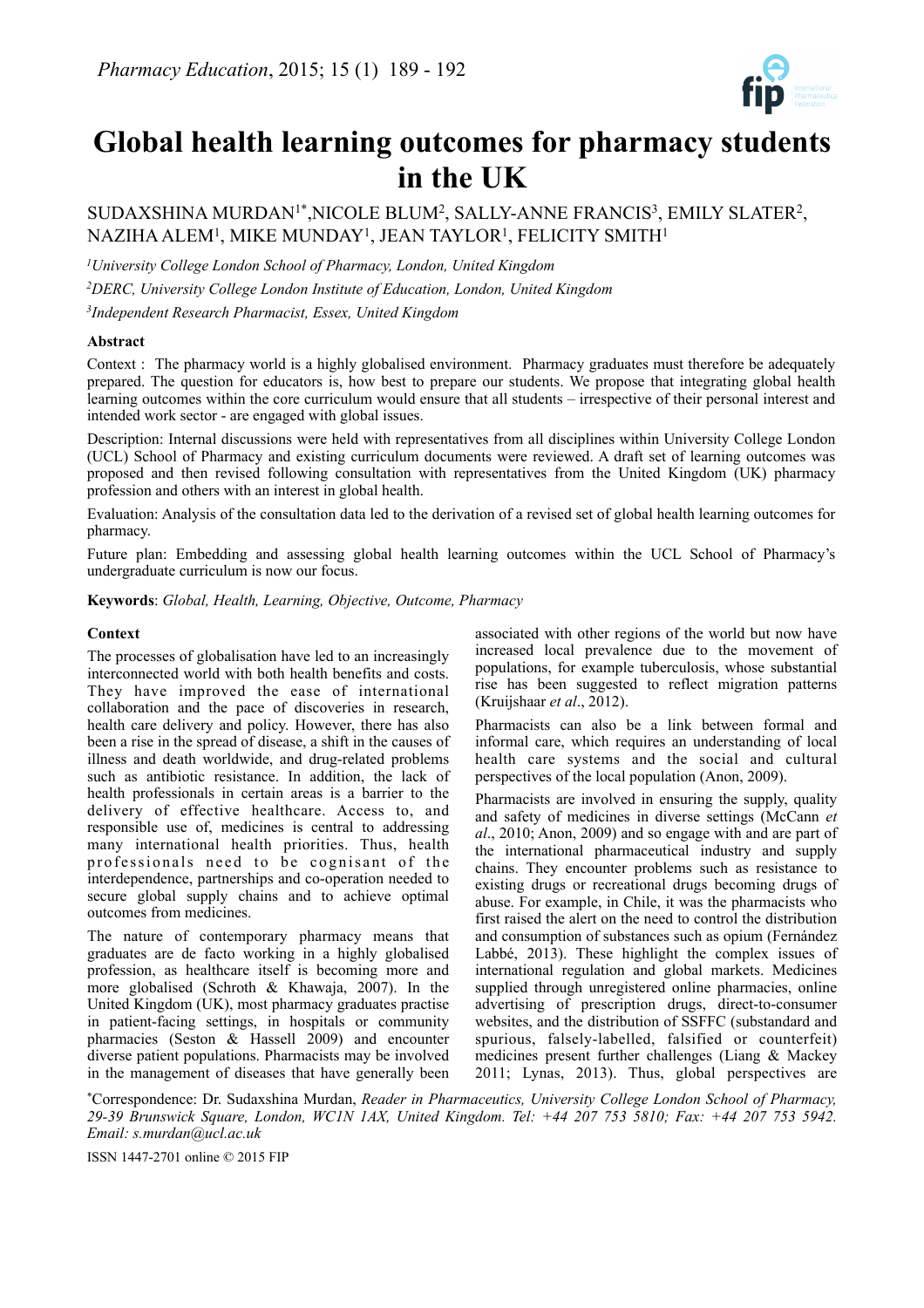# Global health learning outcomes for pharmacy students in the UK

SUDAXSHINA MURDAN[1*], NICOLE BLUM[2], SALLY-ANNE FRANCIS[3], EMILY SLATER[2], NAZIHA ALEM[1], MIKE MUNDAY[1], JEAN TAYLOR[1], FELICITY SMITH[1]

*[1]University College London School of Pharmacy, London, United Kingdom*

*[2]DERC, University College London Institute of Education, London, United Kingdom*

*[3]Independent Research Pharmacist, Essex, United Kingdom*

### Abstract

Context : The pharmacy world is a highly globalised environment. Pharmacy graduates must therefore be adequately prepared. The question for educators is, how best to prepare our students. We propose that integrating global health learning outcomes within the core curriculum would ensure that all students – irrespective of their personal interest and intended work sector - are engaged with global issues.

Description: Internal discussions were held with representatives from all disciplines within University College London (UCL) School of Pharmacy and existing curriculum documents were reviewed. A draft set of learning outcomes was proposed and then revised following consultation with representatives from the United Kingdom (UK) pharmacy profession and others with an interest in global health.

Evaluation: Analysis of the consultation data led to the derivation of a revised set of global health learning outcomes for pharmacy.

Future plan: Embedding and assessing global health learning outcomes within the UCL School of Pharmacy's undergraduate curriculum is now our focus.

**Keywords**: *Global, Health, Learning, Objective, Outcome, Pharmacy*

### Context

The processes of globalisation have led to an increasingly interconnected world with both health benefits and costs. They have improved the ease of international collaboration and the pace of discoveries in research, health care delivery and policy. However, there has also been a rise in the spread of disease, a shift in the causes of illness and death worldwide, and drug-related problems such as antibiotic resistance. In addition, the lack of health professionals in certain areas is a barrier to the delivery of effective healthcare. Access to, and responsible use of, medicines is central to addressing many international health priorities. Thus, health professionals need to be cognisant of the interdependence, partnerships and co-operation needed to secure global supply chains and to achieve optimal outcomes from medicines.

The nature of contemporary pharmacy means that graduates are de facto working in a highly globalised profession, as healthcare itself is becoming more and more globalised (Schroth & Khawaja, 2007). In the United Kingdom (UK), most pharmacy graduates practise in patient-facing settings, in hospitals or community pharmacies (Seston & Hassell 2009) and encounter diverse patient populations. Pharmacists may be involved in the management of diseases that have generally been associated with other regions of the world but now have increased local prevalence due to the movement of populations, for example tuberculosis, whose substantial rise has been suggested to reflect migration patterns (Kruijshaar *et al*., 2012).

Pharmacists can also be a link between formal and informal care, which requires an understanding of local health care systems and the social and cultural perspectives of the local population (Anon, 2009).

Pharmacists are involved in ensuring the supply, quality and safety of medicines in diverse settings (McCann *et al*., 2010; Anon, 2009) and so engage with and are part of the international pharmaceutical industry and supply chains. They encounter problems such as resistance to existing drugs or recreational drugs becoming drugs of abuse. For example, in Chile, it was the pharmacists who first raised the alert on the need to control the distribution and consumption of substances such as opium (Fernández Labbé, 2013). These highlight the complex issues of international regulation and global markets. Medicines supplied through unregistered online pharmacies, online advertising of prescription drugs, direct-to-consumer websites, and the distribution of SSFFC (substandard and spurious, falsely-labelled, falsified or counterfeit) medicines present further challenges (Liang & Mackey 2011; Lynas, 2013). Thus, global perspectives are

*Correspondence: Dr. Sudaxshina Murdan, *Reader in Pharmaceutics, University College London School of Pharmacy, 29-39 Brunswick Square, London, WC1N 1AX, United Kingdom. Tel: +44 207 753 5810; Fax: +44 207 753 5942. Email: s.murdan@ucl.ac.uk*

ISSN 1447-2701 online © 2015 FIP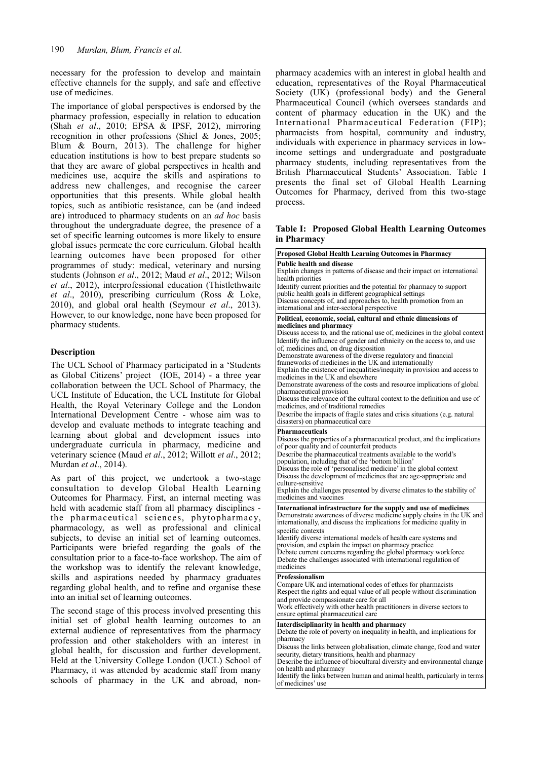necessary for the profession to develop and maintain effective channels for the supply, and safe and effective use of medicines.

The importance of global perspectives is endorsed by the pharmacy profession, especially in relation to education (Shah *et al*., 2010; EPSA & IPSF, 2012), mirroring recognition in other professions (Shiel & Jones, 2005; Blum & Bourn, 2013). The challenge for higher education institutions is how to best prepare students so that they are aware of global perspectives in health and medicines use, acquire the skills and aspirations to address new challenges, and recognise the career opportunities that this presents. While global health topics, such as antibiotic resistance, can be (and indeed are) introduced to pharmacy students on an *ad hoc* basis throughout the undergraduate degree, the presence of a set of specific learning outcomes is more likely to ensure global issues permeate the core curriculum. Global health learning outcomes have been proposed for other programmes of study: medical, veterinary and nursing students (Johnson *et al*., 2012; Maud *et al*., 2012; Wilson *et al*., 2012), interprofessional education (Thistlethwaite *et al*., 2010), prescribing curriculum (Ross & Loke, 2010), and global oral health (Seymour *et al*., 2013). However, to our knowledge, none have been proposed for pharmacy students.

## Description

The UCL School of Pharmacy participated in a 'Students as Global Citizens' project (IOE, 2014) - a three year collaboration between the UCL School of Pharmacy, the UCL Institute of Education, the UCL Institute for Global Health, the Royal Veterinary College and the London International Development Centre - whose aim was to develop and evaluate methods to integrate teaching and learning about global and development issues into undergraduate curricula in pharmacy, medicine and veterinary science (Maud *et al*., 2012; Willott *et al*., 2012; Murdan *et al*., 2014).

As part of this project, we undertook a two-stage consultation to develop Global Health Learning Outcomes for Pharmacy. First, an internal meeting was held with academic staff from all pharmacy disciplines - the pharmaceutical sciences, phytopharmacy, pharmacology, as well as professional and clinical subjects, to devise an initial set of learning outcomes. Participants were briefed regarding the goals of the consultation prior to a face-to-face workshop. The aim of the workshop was to identify the relevant knowledge, skills and aspirations needed by pharmacy graduates regarding global health, and to refine and organise these into an initial set of learning outcomes.

The second stage of this process involved presenting this initial set of global health learning outcomes to an external audience of representatives from the pharmacy profession and other stakeholders with an interest in global health, for discussion and further development. Held at the University College London (UCL) School of Pharmacy, it was attended by academic staff from many schools of pharmacy in the UK and abroad, non-pharmacy academics with an interest in global health and education, representatives of the Royal Pharmaceutical Society (UK) (professional body) and the General Pharmaceutical Council (which oversees standards and content of pharmacy education in the UK) and the International Pharmaceutical Federation (FIP); pharmacists from hospital, community and industry, individuals with experience in pharmacy services in low-income settings and undergraduate and postgraduate pharmacy students, including representatives from the British Pharmaceutical Students' Association. Table I presents the final set of Global Health Learning Outcomes for Pharmacy, derived from this two-stage process.

**Table I: Proposed Global Health Learning Outcomes in Pharmacy**

| Proposed Global Health Learning Outcomes in Pharmacy |
|---|
| **Public health and disease** |
| Explain changes in patterns of disease and their impact on international health priorities |
| Identify current priorities and the potential for pharmacy to support public health goals in different geographical settings |
| Discuss concepts of, and approaches to, health promotion from an international and inter-sectoral perspective |
| **Political, economic, social, cultural and ethnic dimensions of medicines and pharmacy** |
| Discuss access to, and the rational use of, medicines in the global context |
| Identify the influence of gender and ethnicity on the access to, and use of, medicines and, on drug disposition |
| Demonstrate awareness of the diverse regulatory and financial frameworks of medicines in the UK and internationally |
| Explain the existence of inequalities/inequity in provision and access to medicines in the UK and elsewhere |
| Demonstrate awareness of the costs and resource implications of global pharmaceutical provision |
| Discuss the relevance of the cultural context to the definition and use of medicines, and of traditional remedies |
| Describe the impacts of fragile states and crisis situations (e.g. natural disasters) on pharmaceutical care |
| **Pharmaceuticals** |
| Discuss the properties of a pharmaceutical product, and the implications of poor quality and of counterfeit products |
| Describe the pharmaceutical treatments available to the world's population, including that of the 'bottom billion' |
| Discuss the role of 'personalised medicine' in the global context |
| Discuss the development of medicines that are age-appropriate and culture-sensitive |
| Explain the challenges presented by diverse climates to the stability of medicines and vaccines |
| **International infrastructure for the supply and use of medicines** |
| Demonstrate awareness of diverse medicine supply chains in the UK and internationally, and discuss the implications for medicine quality in specific contexts |
| Identify diverse international models of health care systems and provision, and explain the impact on pharmacy practice |
| Debate current concerns regarding the global pharmacy workforce |
| Debate the challenges associated with international regulation of medicines |
| **Professionalism** |
| Compare UK and international codes of ethics for pharmacists |
| Respect the rights and equal value of all people without discrimination and provide compassionate care for all |
| Work effectively with other health practitioners in diverse sectors to ensure optimal pharmaceutical care |
| **Interdisciplinarity in health and pharmacy** |
| Debate the role of poverty on inequality in health, and implications for pharmacy |
| Discuss the links between globalisation, climate change, food and water security, dietary transitions, health and pharmacy |
| Describe the influence of biocultural diversity and environmental change on health and pharmacy |
| Identify the links between human and animal health, particularly in terms of medicines' use |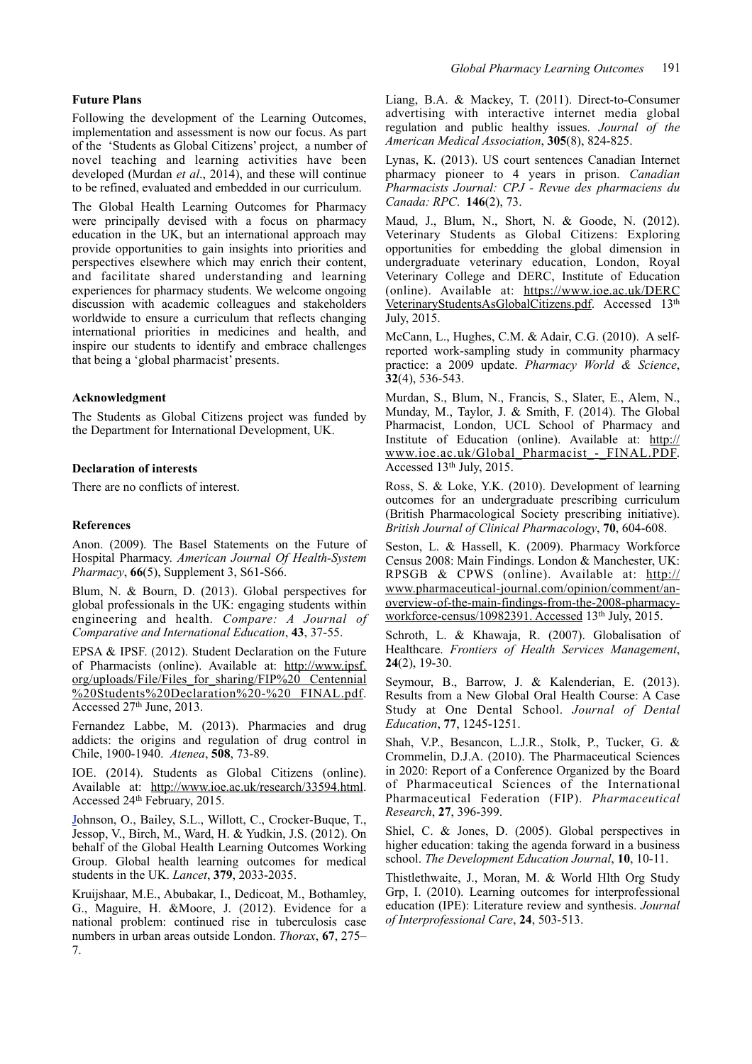## Future Plans

Following the development of the Learning Outcomes, implementation and assessment is now our focus. As part of the 'Students as Global Citizens' project, a number of novel teaching and learning activities have been developed (Murdan *et al*., 2014), and these will continue to be refined, evaluated and embedded in our curriculum.

The Global Health Learning Outcomes for Pharmacy were principally devised with a focus on pharmacy education in the UK, but an international approach may provide opportunities to gain insights into priorities and perspectives elsewhere which may enrich their content, and facilitate shared understanding and learning experiences for pharmacy students. We welcome ongoing discussion with academic colleagues and stakeholders worldwide to ensure a curriculum that reflects changing international priorities in medicines and health, and inspire our students to identify and embrace challenges that being a 'global pharmacist' presents.

## Acknowledgment

The Students as Global Citizens project was funded by the Department for International Development, UK.

## Declaration of interests

There are no conflicts of interest.

## References

Anon. (2009). The Basel Statements on the Future of Hospital Pharmacy. *American Journal Of Health-System Pharmacy*, **66**(5), Supplement 3, S61-S66.

Blum, N. & Bourn, D. (2013). Global perspectives for global professionals in the UK: engaging students within engineering and health. *Compare: A Journal of Comparative and International Education*, **43**, 37-55.

EPSA & IPSF. (2012). Student Declaration on the Future of Pharmacists (online). Available at: http://www.ipsf.org/uploads/File/Files_for_sharing/FIP%20_Centennial%20Students%20Declaration%20-%20_FINAL.pdf. Accessed 27th June, 2013.

Fernandez Labbe, M. (2013). Pharmacies and drug addicts: the origins and regulation of drug control in Chile, 1900-1940. *Atenea*, **508**, 73-89.

IOE. (2014). Students as Global Citizens (online). Available at: http://www.ioe.ac.uk/research/33594.html. Accessed 24th February, 2015.

Johnson, O., Bailey, S.L., Willott, C., Crocker-Buque, T., Jessop, V., Birch, M., Ward, H. & Yudkin, J.S. (2012). On behalf of the Global Health Learning Outcomes Working Group. Global health learning outcomes for medical students in the UK. *Lancet*, **379**, 2033-2035.

Kruijshaar, M.E., Abubakar, I., Dedicoat, M., Bothamley, G., Maguire, H. &Moore, J. (2012). Evidence for a national problem: continued rise in tuberculosis case numbers in urban areas outside London. *Thorax*, **67**, 275–7.

Liang, B.A. & Mackey, T. (2011). Direct-to-Consumer advertising with interactive internet media global regulation and public healthy issues. *Journal of the American Medical Association*, **305**(8), 824-825.

Lynas, K. (2013). US court sentences Canadian Internet pharmacy pioneer to 4 years in prison. *Canadian Pharmacists Journal: CPJ - Revue des pharmaciens du Canada: RPC*. **146**(2), 73.

Maud, J., Blum, N., Short, N. & Goode, N. (2012). Veterinary Students as Global Citizens: Exploring opportunities for embedding the global dimension in undergraduate veterinary education, London, Royal Veterinary College and DERC, Institute of Education (online). Available at: https://www.ioe.ac.uk/DERCVeterinaryStudentsAsGlobalCitizens.pdf. Accessed 13th July, 2015.

McCann, L., Hughes, C.M. & Adair, C.G. (2010). A self-reported work-sampling study in community pharmacy practice: a 2009 update. *Pharmacy World & Science*, **32**(4), 536-543.

Murdan, S., Blum, N., Francis, S., Slater, E., Alem, N., Munday, M., Taylor, J. & Smith, F. (2014). The Global Pharmacist, London, UCL School of Pharmacy and Institute of Education (online). Available at: http://www.ioe.ac.uk/Global_Pharmacist_-_FINAL.PDF. Accessed 13th July, 2015.

Ross, S. & Loke, Y.K. (2010). Development of learning outcomes for an undergraduate prescribing curriculum (British Pharmacological Society prescribing initiative). *British Journal of Clinical Pharmacology*, **70**, 604-608.

Seston, L. & Hassell, K. (2009). Pharmacy Workforce Census 2008: Main Findings. London & Manchester, UK: RPSGB & CPWS (online). Available at: http://www.pharmaceutical-journal.com/opinion/comment/an-overview-of-the-main-findings-from-the-2008-pharmacy-workforce-census/10982391. Accessed 13th July, 2015.

Schroth, L. & Khawaja, R. (2007). Globalisation of Healthcare. *Frontiers of Health Services Management*, **24**(2), 19-30.

Seymour, B., Barrow, J. & Kalenderian, E. (2013). Results from a New Global Oral Health Course: A Case Study at One Dental School. *Journal of Dental Education*, **77**, 1245-1251.

Shah, V.P., Besancon, L.J.R., Stolk, P., Tucker, G. & Crommelin, D.J.A. (2010). The Pharmaceutical Sciences in 2020: Report of a Conference Organized by the Board of Pharmaceutical Sciences of the International Pharmaceutical Federation (FIP). *Pharmaceutical Research*, **27**, 396-399.

Shiel, C. & Jones, D. (2005). Global perspectives in higher education: taking the agenda forward in a business school. *The Development Education Journal*, **10**, 10-11.

Thistlethwaite, J., Moran, M. & World Hlth Org Study Grp, I. (2010). Learning outcomes for interprofessional education (IPE): Literature review and synthesis. *Journal of Interprofessional Care*, **24**, 503-513.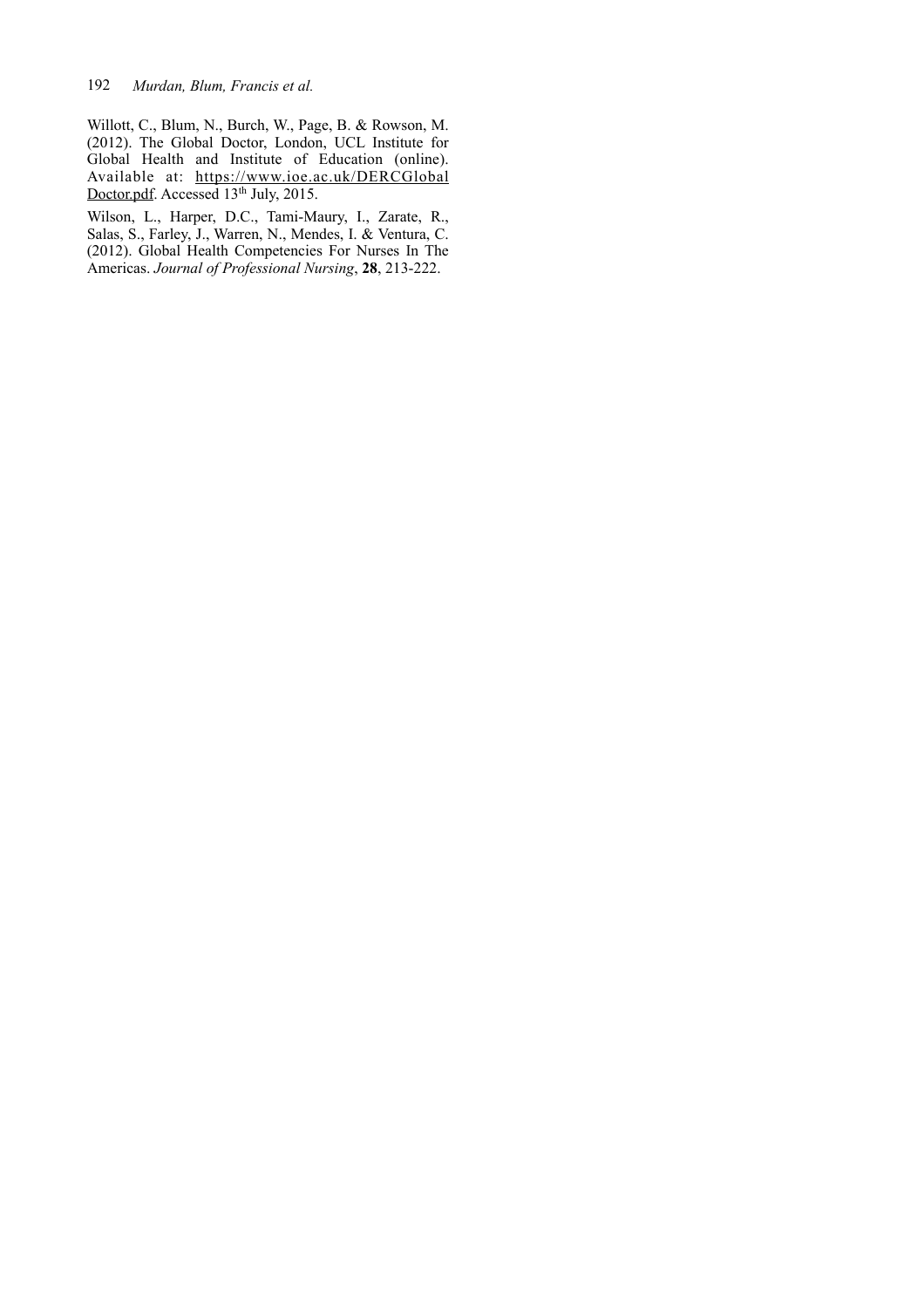Willott, C., Blum, N., Burch, W., Page, B. & Rowson, M. (2012). The Global Doctor, London, UCL Institute for Global Health and Institute of Education (online). Available at: https://www.ioe.ac.uk/DERCGlobalDoctor.pdf. Accessed 13th July, 2015.

Wilson, L., Harper, D.C., Tami-Maury, I., Zarate, R., Salas, S., Farley, J., Warren, N., Mendes, I. & Ventura, C. (2012). Global Health Competencies For Nurses In The Americas. *Journal of Professional Nursing*, **28**, 213-222.